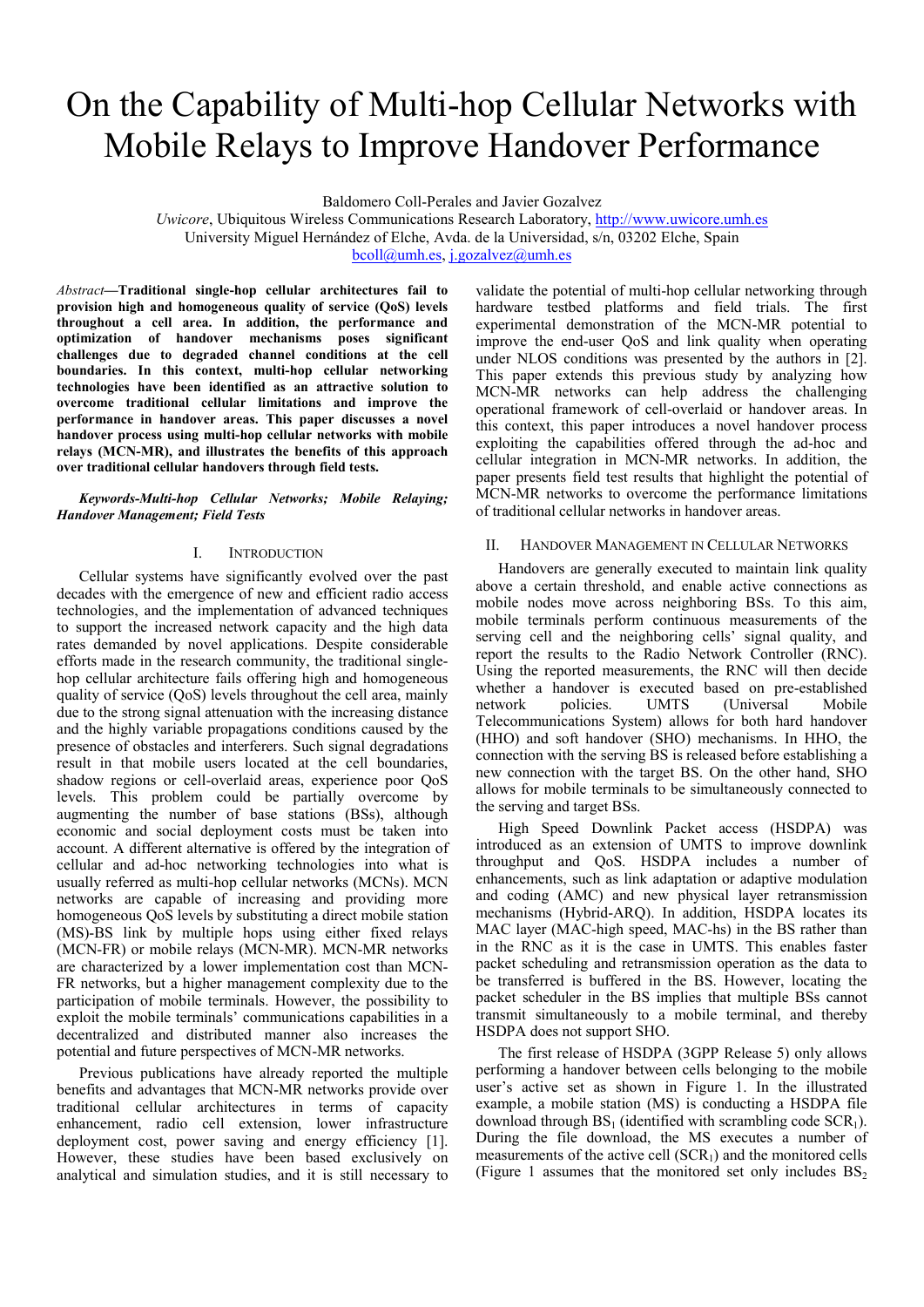# On the Capability of Multi-hop Cellular Networks with Mobile Relays to Improve Handover Performance

Baldomero Coll-Perales and Javier Gozalvez

*Uwicore*, Ubiquitous Wireless Communications Research Laboratory, http://www.uwicore.umh.es

University Miguel Hernández of Elche, Avda. de la Universidad, s/n, 03202 Elche, Spain

bcoll@umh.es, j.gozalvez@umh.es

*Abstract*—**Traditional single-hop cellular architectures fail to provision high and homogeneous quality of service (QoS) levels throughout a cell area. In addition, the performance and optimization of handover mechanisms poses significant challenges due to degraded channel conditions at the cell boundaries. In this context, multi-hop cellular networking technologies have been identified as an attractive solution to overcome traditional cellular limitations and improve the performance in handover areas. This paper discusses a novel handover process using multi-hop cellular networks with mobile relays (MCN-MR), and illustrates the benefits of this approach over traditional cellular handovers through field tests.**

***Keywords-Multi-hop Cellular Networks; Mobile Relaying; Handover Management; Field Tests***

## I. Introduction

Cellular systems have significantly evolved over the past decades with the emergence of new and efficient radio access technologies, and the implementation of advanced techniques to support the increased network capacity and the high data rates demanded by novel applications. Despite considerable efforts made in the research community, the traditional single-hop cellular architecture fails offering high and homogeneous quality of service (QoS) levels throughout the cell area, mainly due to the strong signal attenuation with the increasing distance and the highly variable propagations conditions caused by the presence of obstacles and interferers. Such signal degradations result in that mobile users located at the cell boundaries, shadow regions or cell-overlaid areas, experience poor QoS levels. This problem could be partially overcome by augmenting the number of base stations (BSs), although economic and social deployment costs must be taken into account. A different alternative is offered by the integration of cellular and ad-hoc networking technologies into what is usually referred as multi-hop cellular networks (MCNs). MCN networks are capable of increasing and providing more homogeneous QoS levels by substituting a direct mobile station (MS)-BS link by multiple hops using either fixed relays (MCN-FR) or mobile relays (MCN-MR). MCN-MR networks are characterized by a lower implementation cost than MCN-FR networks, but a higher management complexity due to the participation of mobile terminals. However, the possibility to exploit the mobile terminals' communications capabilities in a decentralized and distributed manner also increases the potential and future perspectives of MCN-MR networks.

Previous publications have already reported the multiple benefits and advantages that MCN-MR networks provide over traditional cellular architectures in terms of capacity enhancement, radio cell extension, lower infrastructure deployment cost, power saving and energy efficiency [1]. However, these studies have been based exclusively on analytical and simulation studies, and it is still necessary to validate the potential of multi-hop cellular networking through hardware testbed platforms and field trials. The first experimental demonstration of the MCN-MR potential to improve the end-user QoS and link quality when operating under NLOS conditions was presented by the authors in [2]. This paper extends this previous study by analyzing how MCN-MR networks can help address the challenging operational framework of cell-overlaid or handover areas. In this context, this paper introduces a novel handover process exploiting the capabilities offered through the ad-hoc and cellular integration in MCN-MR networks. In addition, the paper presents field test results that highlight the potential of MCN-MR networks to overcome the performance limitations of traditional cellular networks in handover areas.

## II. Handover Management in Cellular Networks

Handovers are generally executed to maintain link quality above a certain threshold, and enable active connections as mobile nodes move across neighboring BSs. To this aim, mobile terminals perform continuous measurements of the serving cell and the neighboring cells' signal quality, and report the results to the Radio Network Controller (RNC). Using the reported measurements, the RNC will then decide whether a handover is executed based on pre-established network policies. UMTS (Universal Mobile Telecommunications System) allows for both hard handover (HHO) and soft handover (SHO) mechanisms. In HHO, the connection with the serving BS is released before establishing a new connection with the target BS. On the other hand, SHO allows for mobile terminals to be simultaneously connected to the serving and target BSs.

High Speed Downlink Packet access (HSDPA) was introduced as an extension of UMTS to improve downlink throughput and QoS. HSDPA includes a number of enhancements, such as link adaptation or adaptive modulation and coding (AMC) and new physical layer retransmission mechanisms (Hybrid-ARQ). In addition, HSDPA locates its MAC layer (MAC-high speed, MAC-hs) in the BS rather than in the RNC as it is the case in UMTS. This enables faster packet scheduling and retransmission operation as the data to be transferred is buffered in the BS. However, locating the packet scheduler in the BS implies that multiple BSs cannot transmit simultaneously to a mobile terminal, and thereby HSDPA does not support SHO.

The first release of HSDPA (3GPP Release 5) only allows performing a handover between cells belonging to the mobile user's active set as shown in Figure 1. In the illustrated example, a mobile station (MS) is conducting a HSDPA file download through $BS_1$ (identified with scrambling code $SCR_1$). During the file download, the MS executes a number of measurements of the active cell ($SCR_1$) and the monitored cells (Figure 1 assumes that the monitored set only includes $BS_2$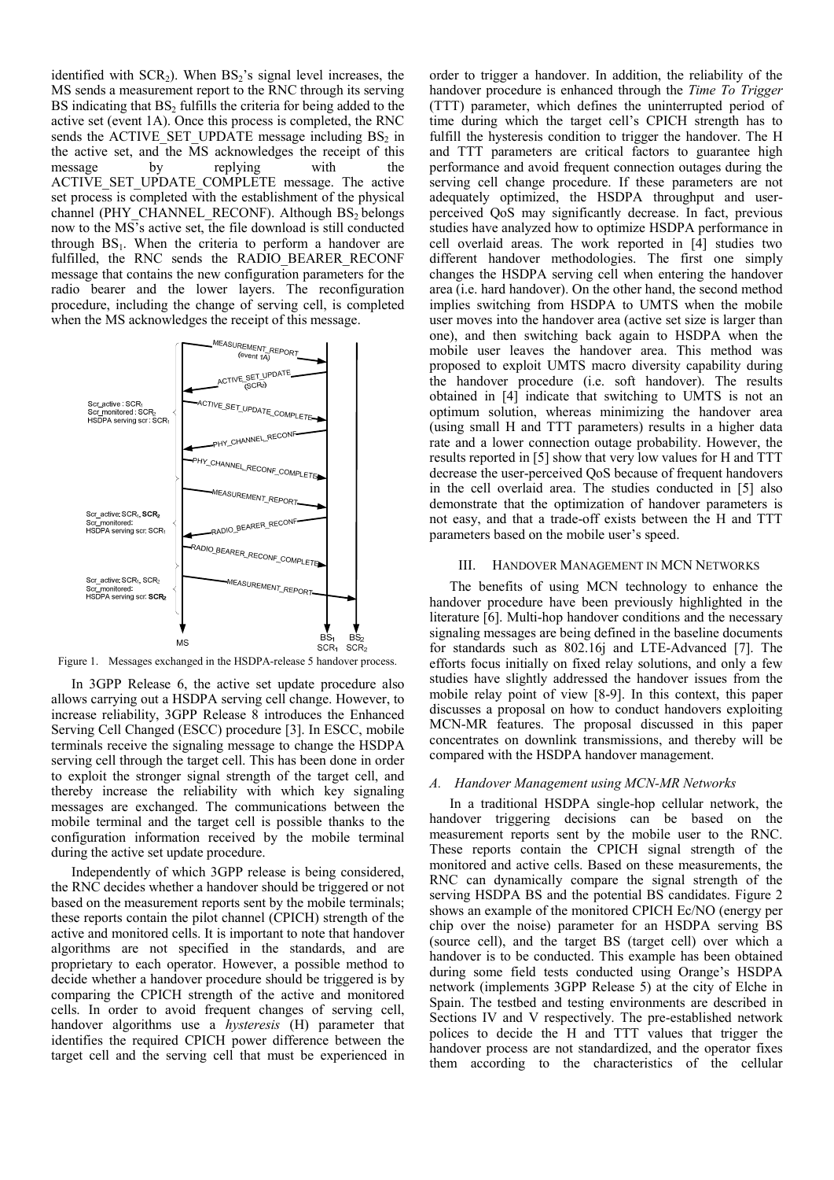identified with $SCR_2$). When $BS_2$'s signal level increases, the MS sends a measurement report to the RNC through its serving BS indicating that $BS_2$ fulfills the criteria for being added to the active set (event 1A). Once this process is completed, the RNC sends the ACTIVE_SET_UPDATE message including $BS_2$ in the active set, and the MS acknowledges the receipt of this message by replying with the ACTIVE_SET_UPDATE_COMPLETE message. The active set process is completed with the establishment of the physical channel (PHY_CHANNEL_RECONF). Although $BS_2$ belongs now to the MS's active set, the file download is still conducted through $BS_1$. When the criteria to perform a handover are fulfilled, the RNC sends the RADIO_BEARER_RECONF message that contains the new configuration parameters for the radio bearer and the lower layers. The reconfiguration procedure, including the change of serving cell, is completed when the MS acknowledges the receipt of this message.

Figure 1. Messages exchanged in the HSDPA-release 5 handover process.

In 3GPP Release 6, the active set update procedure also allows carrying out a HSDPA serving cell change. However, to increase reliability, 3GPP Release 8 introduces the Enhanced Serving Cell Changed (ESCC) procedure [3]. In ESCC, mobile terminals receive the signaling message to change the HSDPA serving cell through the target cell. This has been done in order to exploit the stronger signal strength of the target cell, and thereby increase the reliability with which key signaling messages are exchanged. The communications between the mobile terminal and the target cell is possible thanks to the configuration information received by the mobile terminal during the active set update procedure.

Independently of which 3GPP release is being considered, the RNC decides whether a handover should be triggered or not based on the measurement reports sent by the mobile terminals; these reports contain the pilot channel (CPICH) strength of the active and monitored cells. It is important to note that handover algorithms are not specified in the standards, and are proprietary to each operator. However, a possible method to decide whether a handover procedure should be triggered is by comparing the CPICH strength of the active and monitored cells. In order to avoid frequent changes of serving cell, handover algorithms use a *hysteresis* (H) parameter that identifies the required CPICH power difference between the target cell and the serving cell that must be experienced in order to trigger a handover. In addition, the reliability of the handover procedure is enhanced through the *Time To Trigger* (TTT) parameter, which defines the uninterrupted period of time during which the target cell's CPICH strength has to fulfill the hysteresis condition to trigger the handover. The H and TTT parameters are critical factors to guarantee high performance and avoid frequent connection outages during the serving cell change procedure. If these parameters are not adequately optimized, the HSDPA throughput and user-perceived QoS may significantly decrease. In fact, previous studies have analyzed how to optimize HSDPA performance in cell overlaid areas. The work reported in [4] studies two different handover methodologies. The first one simply changes the HSDPA serving cell when entering the handover area (i.e. hard handover). On the other hand, the second method implies switching from HSDPA to UMTS when the mobile user moves into the handover area (active set size is larger than one), and then switching back again to HSDPA when the mobile user leaves the handover area. This method was proposed to exploit UMTS macro diversity capability during the handover procedure (i.e. soft handover). The results obtained in [4] indicate that switching to UMTS is not an optimum solution, whereas minimizing the handover area (using small H and TTT parameters) results in a higher data rate and a lower connection outage probability. However, the results reported in [5] show that very low values for H and TTT decrease the user-perceived QoS because of frequent handovers in the cell overlaid area. The studies conducted in [5] also demonstrate that the optimization of handover parameters is not easy, and that a trade-off exists between the H and TTT parameters based on the mobile user's speed.

## III. Handover Management in MCN Networks

The benefits of using MCN technology to enhance the handover procedure have been previously highlighted in the literature [6]. Multi-hop handover conditions and the necessary signaling messages are being defined in the baseline documents for standards such as 802.16j and LTE-Advanced [7]. The efforts focus initially on fixed relay solutions, and only a few studies have slightly addressed the handover issues from the mobile relay point of view [8-9]. In this context, this paper discusses a proposal on how to conduct handovers exploiting MCN-MR features. The proposal discussed in this paper concentrates on downlink transmissions, and thereby will be compared with the HSDPA handover management.

### *A. Handover Management using MCN-MR Networks*

In a traditional HSDPA single-hop cellular network, the handover triggering decisions can be based on the measurement reports sent by the mobile user to the RNC. These reports contain the CPICH signal strength of the monitored and active cells. Based on these measurements, the RNC can dynamically compare the signal strength of the serving HSDPA BS and the potential BS candidates. Figure 2 shows an example of the monitored CPICH Ec/NO (energy per chip over the noise) parameter for an HSDPA serving BS (source cell), and the target BS (target cell) over which a handover is to be conducted. This example has been obtained during some field tests conducted using Orange's HSDPA network (implements 3GPP Release 5) at the city of Elche in Spain. The testbed and testing environments are described in Sections IV and V respectively. The pre-established network polices to decide the H and TTT values that trigger the handover process are not standardized, and the operator fixes them according to the characteristics of the cellular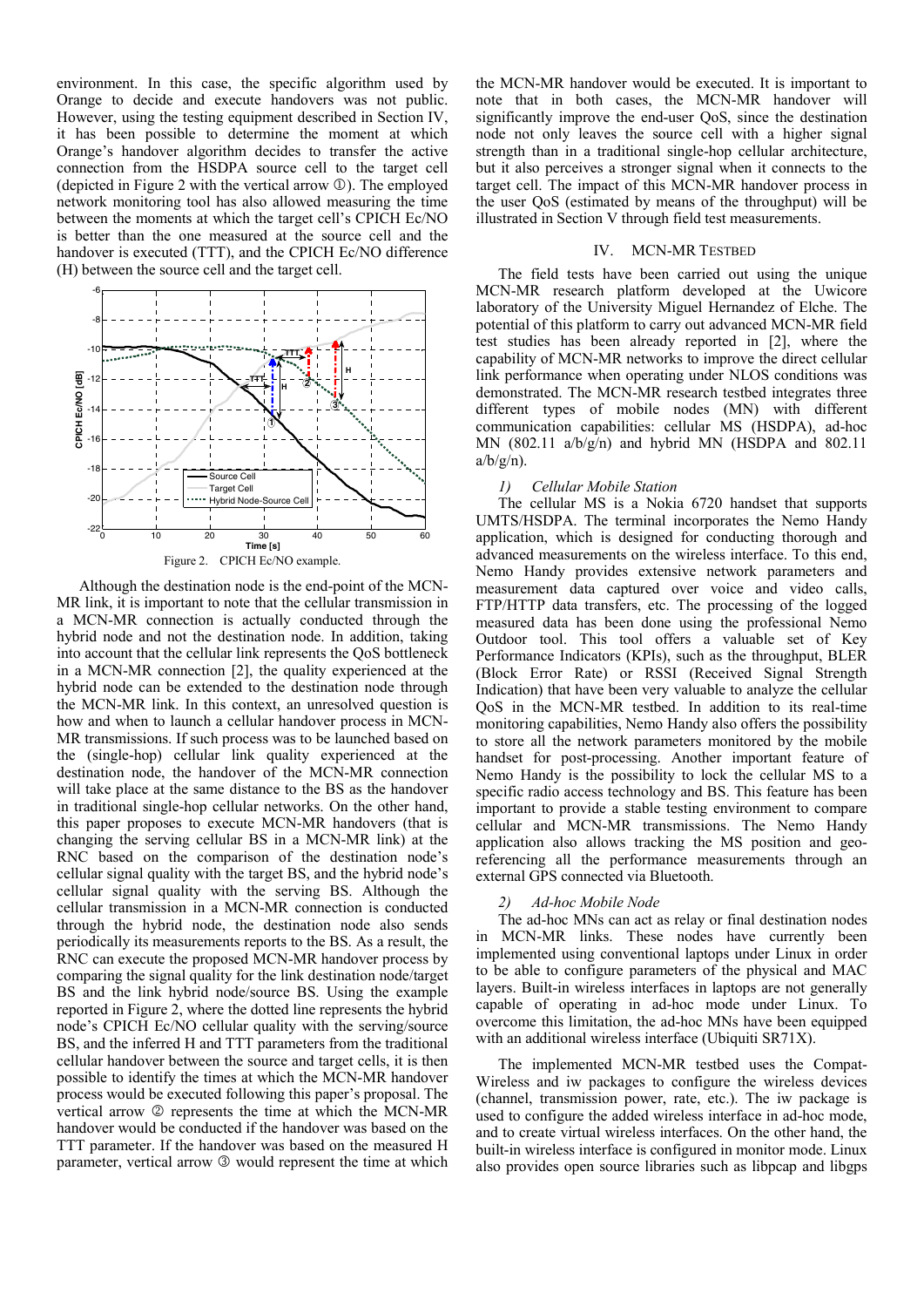environment. In this case, the specific algorithm used by Orange to decide and execute handovers was not public. However, using the testing equipment described in Section IV, it has been possible to determine the moment at which Orange's handover algorithm decides to transfer the active connection from the HSDPA source cell to the target cell (depicted in Figure 2 with the vertical arrow ①). The employed network monitoring tool has also allowed measuring the time between the moments at which the target cell's CPICH Ec/NO is better than the one measured at the source cell and the handover is executed (TTT), and the CPICH Ec/NO difference (H) between the source cell and the target cell.

Figure 2. CPICH Ec/NO example.

Although the destination node is the end-point of the MCN-MR link, it is important to note that the cellular transmission in a MCN-MR connection is actually conducted through the hybrid node and not the destination node. In addition, taking into account that the cellular link represents the QoS bottleneck in a MCN-MR connection [2], the quality experienced at the hybrid node can be extended to the destination node through the MCN-MR link. In this context, an unresolved question is how and when to launch a cellular handover process in MCN-MR transmissions. If such process was to be launched based on the (single-hop) cellular link quality experienced at the destination node, the handover of the MCN-MR connection will take place at the same distance to the BS as the handover in traditional single-hop cellular networks. On the other hand, this paper proposes to execute MCN-MR handovers (that is changing the serving cellular BS in a MCN-MR link) at the RNC based on the comparison of the destination node's cellular signal quality with the target BS, and the hybrid node's cellular signal quality with the serving BS. Although the cellular transmission in a MCN-MR connection is conducted through the hybrid node, the destination node also sends periodically its measurements reports to the BS. As a result, the RNC can execute the proposed MCN-MR handover process by comparing the signal quality for the link destination node/target BS and the link hybrid node/source BS. Using the example reported in Figure 2, where the dotted line represents the hybrid node's CPICH Ec/NO cellular quality with the serving/source BS, and the inferred H and TTT parameters from the traditional cellular handover between the source and target cells, it is then possible to identify the times at which the MCN-MR handover process would be executed following this paper's proposal. The vertical arrow ② represents the time at which the MCN-MR handover would be conducted if the handover was based on the TTT parameter. If the handover was based on the measured H parameter, vertical arrow ③ would represent the time at which the MCN-MR handover would be executed. It is important to note that in both cases, the MCN-MR handover will significantly improve the end-user QoS, since the destination node not only leaves the source cell with a higher signal strength than in a traditional single-hop cellular architecture, but it also perceives a stronger signal when it connects to the target cell. The impact of this MCN-MR handover process in the user QoS (estimated by means of the throughput) will be illustrated in Section V through field test measurements.

## IV. MCN-MR TESTBED

The field tests have been carried out using the unique MCN-MR research platform developed at the Uwicore laboratory of the University Miguel Hernandez of Elche. The potential of this platform to carry out advanced MCN-MR field test studies has been already reported in [2], where the capability of MCN-MR networks to improve the direct cellular link performance when operating under NLOS conditions was demonstrated. The MCN-MR research testbed integrates three different types of mobile nodes (MN) with different communication capabilities: cellular MS (HSDPA), ad-hoc MN (802.11 a/b/g/n) and hybrid MN (HSDPA and 802.11 a/b/g/n).

### 1) *Cellular Mobile Station*

The cellular MS is a Nokia 6720 handset that supports UMTS/HSDPA. The terminal incorporates the Nemo Handy application, which is designed for conducting thorough and advanced measurements on the wireless interface. To this end, Nemo Handy provides extensive network parameters and measurement data captured over voice and video calls, FTP/HTTP data transfers, etc. The processing of the logged measured data has been done using the professional Nemo Outdoor tool. This tool offers a valuable set of Key Performance Indicators (KPIs), such as the throughput, BLER (Block Error Rate) or RSSI (Received Signal Strength Indication) that have been very valuable to analyze the cellular QoS in the MCN-MR testbed. In addition to its real-time monitoring capabilities, Nemo Handy also offers the possibility to store all the network parameters monitored by the mobile handset for post-processing. Another important feature of Nemo Handy is the possibility to lock the cellular MS to a specific radio access technology and BS. This feature has been important to provide a stable testing environment to compare cellular and MCN-MR transmissions. The Nemo Handy application also allows tracking the MS position and geo-referencing all the performance measurements through an external GPS connected via Bluetooth.

### 2) *Ad-hoc Mobile Node*

The ad-hoc MNs can act as relay or final destination nodes in MCN-MR links. These nodes have currently been implemented using conventional laptops under Linux in order to be able to configure parameters of the physical and MAC layers. Built-in wireless interfaces in laptops are not generally capable of operating in ad-hoc mode under Linux. To overcome this limitation, the ad-hoc MNs have been equipped with an additional wireless interface (Ubiquiti SR71X).

The implemented MCN-MR testbed uses the Compat-Wireless and iw packages to configure the wireless devices (channel, transmission power, rate, etc.). The iw package is used to configure the added wireless interface in ad-hoc mode, and to create virtual wireless interfaces. On the other hand, the built-in wireless interface is configured in monitor mode. Linux also provides open source libraries such as libpcap and libgps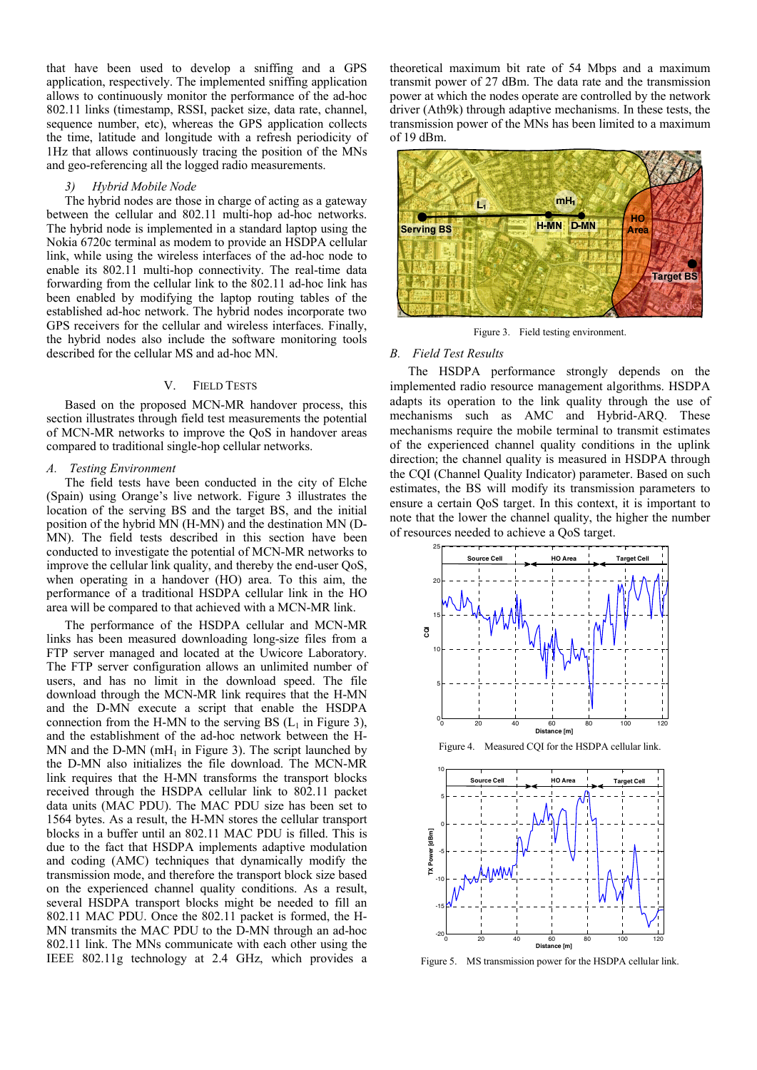that have been used to develop a sniffing and a GPS application, respectively. The implemented sniffing application allows to continuously monitor the performance of the ad-hoc 802.11 links (timestamp, RSSI, packet size, data rate, channel, sequence number, etc), whereas the GPS application collects the time, latitude and longitude with a refresh periodicity of 1Hz that allows continuously tracing the position of the MNs and geo-referencing all the logged radio measurements.

*3) Hybrid Mobile Node*

The hybrid nodes are those in charge of acting as a gateway between the cellular and 802.11 multi-hop ad-hoc networks. The hybrid node is implemented in a standard laptop using the Nokia 6720c terminal as modem to provide an HSDPA cellular link, while using the wireless interfaces of the ad-hoc node to enable its 802.11 multi-hop connectivity. The real-time data forwarding from the cellular link to the 802.11 ad-hoc link has been enabled by modifying the laptop routing tables of the established ad-hoc network. The hybrid nodes incorporate two GPS receivers for the cellular and wireless interfaces. Finally, the hybrid nodes also include the software monitoring tools described for the cellular MS and ad-hoc MN.

## V. FIELD TESTS

Based on the proposed MCN-MR handover process, this section illustrates through field test measurements the potential of MCN-MR networks to improve the QoS in handover areas compared to traditional single-hop cellular networks.

### *A. Testing Environment*

The field tests have been conducted in the city of Elche (Spain) using Orange's live network. Figure 3 illustrates the location of the serving BS and the target BS, and the initial position of the hybrid MN (H-MN) and the destination MN (D-MN). The field tests described in this section have been conducted to investigate the potential of MCN-MR networks to improve the cellular link quality, and thereby the end-user QoS, when operating in a handover (HO) area. To this aim, the performance of a traditional HSDPA cellular link in the HO area will be compared to that achieved with a MCN-MR link.

The performance of the HSDPA cellular and MCN-MR links has been measured downloading long-size files from a FTP server managed and located at the Uwicore Laboratory. The FTP server configuration allows an unlimited number of users, and has no limit in the download speed. The file download through the MCN-MR link requires that the H-MN and the D-MN execute a script that enable the HSDPA connection from the H-MN to the serving BS ($L_1$ in Figure 3), and the establishment of the ad-hoc network between the H-MN and the D-MN ($mH_1$ in Figure 3). The script launched by the D-MN also initializes the file download. The MCN-MR link requires that the H-MN transforms the transport blocks received through the HSDPA cellular link to 802.11 packet data units (MAC PDU). The MAC PDU size has been set to 1564 bytes. As a result, the H-MN stores the cellular transport blocks in a buffer until an 802.11 MAC PDU is filled. This is due to the fact that HSDPA implements adaptive modulation and coding (AMC) techniques that dynamically modify the transmission mode, and therefore the transport block size based on the experienced channel quality conditions. As a result, several HSDPA transport blocks might be needed to fill an 802.11 MAC PDU. Once the 802.11 packet is formed, the H-MN transmits the MAC PDU to the D-MN through an ad-hoc 802.11 link. The MNs communicate with each other using the IEEE 802.11g technology at 2.4 GHz, which provides a theoretical maximum bit rate of 54 Mbps and a maximum transmit power of 27 dBm. The data rate and the transmission power at which the nodes operate are controlled by the network driver (Ath9k) through adaptive mechanisms. In these tests, the transmission power of the MNs has been limited to a maximum of 19 dBm.

Figure 3. Field testing environment.

### *B. Field Test Results*

The HSDPA performance strongly depends on the implemented radio resource management algorithms. HSDPA adapts its operation to the link quality through the use of mechanisms such as AMC and Hybrid-ARQ. These mechanisms require the mobile terminal to transmit estimates of the experienced channel quality conditions in the uplink direction; the channel quality is measured in HSDPA through the CQI (Channel Quality Indicator) parameter. Based on such estimates, the BS will modify its transmission parameters to ensure a certain QoS target. In this context, it is important to note that the lower the channel quality, the higher the number of resources needed to achieve a QoS target.

Figure 4. Measured CQI for the HSDPA cellular link.

Figure 5. MS transmission power for the HSDPA cellular link.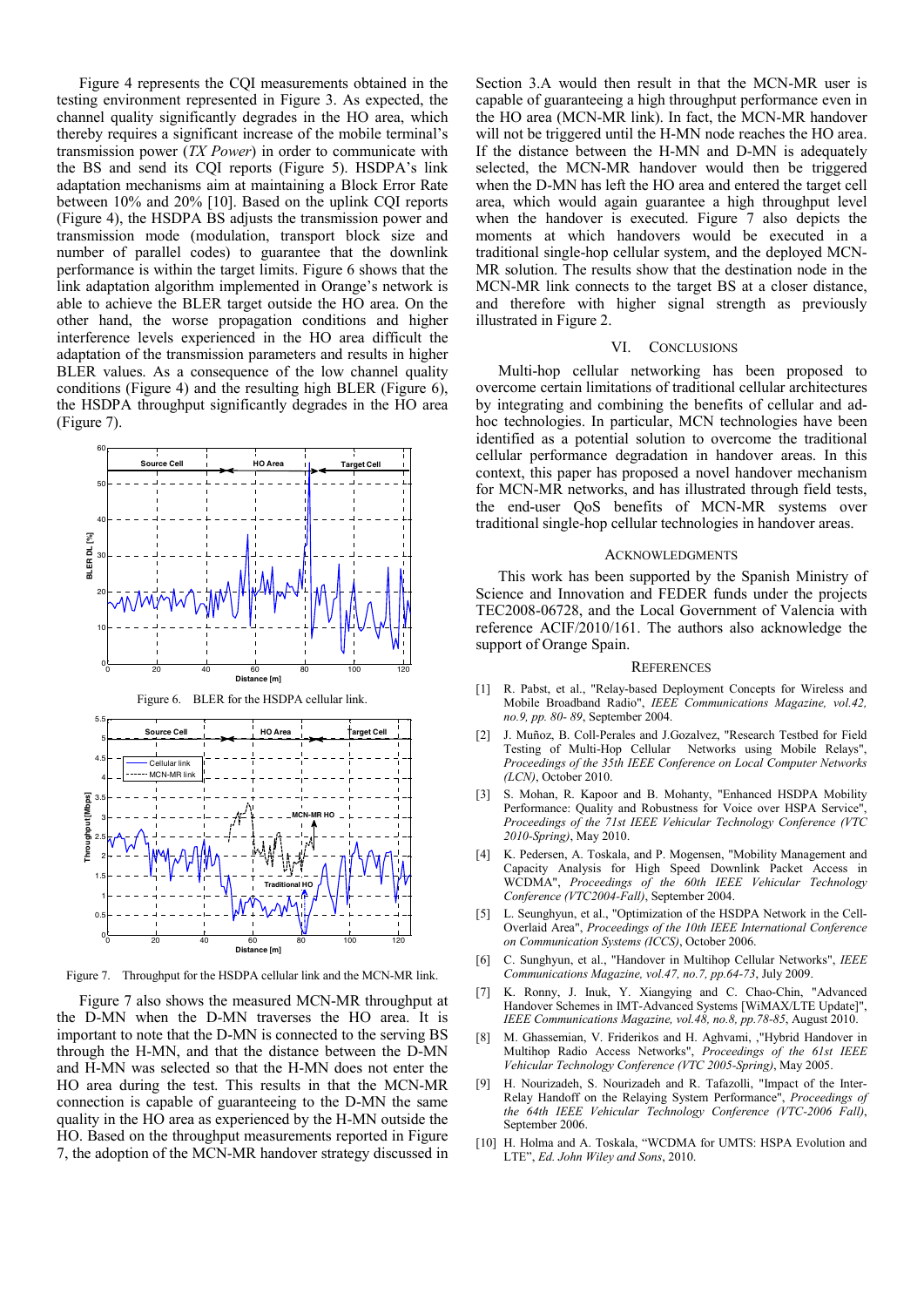Figure 4 represents the CQI measurements obtained in the testing environment represented in Figure 3. As expected, the channel quality significantly degrades in the HO area, which thereby requires a significant increase of the mobile terminal's transmission power (*TX Power*) in order to communicate with the BS and send its CQI reports (Figure 5). HSDPA's link adaptation mechanisms aim at maintaining a Block Error Rate between 10% and 20% [10]. Based on the uplink CQI reports (Figure 4), the HSDPA BS adjusts the transmission power and transmission mode (modulation, transport block size and number of parallel codes) to guarantee that the downlink performance is within the target limits. Figure 6 shows that the link adaptation algorithm implemented in Orange's network is able to achieve the BLER target outside the HO area. On the other hand, the worse propagation conditions and higher interference levels experienced in the HO area difficult the adaptation of the transmission parameters and results in higher BLER values. As a consequence of the low channel quality conditions (Figure 4) and the resulting high BLER (Figure 6), the HSDPA throughput significantly degrades in the HO area (Figure 7).

Source Cell
HO Area
Target Cell
BLER DL [%]
0
10
20
30
40
50
60
0
20
40
60
80
100
120
Distance [m]

Figure 6. BLER for the HSDPA cellular link.

Source Cell
HO Area
Target Cell
Cellular link
MCN-MR link
MCN-MR HO
Traditional HO
Throughput [Mbps]
0
0.5
1
1.5
2
2.5
3
3.5
4
4.5
5
5.5
0
20
40
60
80
100
120
Distance [m]

Figure 7. Throughput for the HSDPA cellular link and the MCN-MR link.

Figure 7 also shows the measured MCN-MR throughput at the D-MN when the D-MN traverses the HO area. It is important to note that the D-MN is connected to the serving BS through the H-MN, and that the distance between the D-MN and H-MN was selected so that the H-MN does not enter the HO area during the test. This results in that the MCN-MR connection is capable of guaranteeing to the D-MN the same quality in the HO area as experienced by the H-MN outside the HO. Based on the throughput measurements reported in Figure 7, the adoption of the MCN-MR handover strategy discussed in Section 3.A would then result in that the MCN-MR user is capable of guaranteeing a high throughput performance even in the HO area (MCN-MR link). In fact, the MCN-MR handover will not be triggered until the H-MN node reaches the HO area. If the distance between the H-MN and D-MN is adequately selected, the MCN-MR handover would then be triggered when the D-MN has left the HO area and entered the target cell area, which would again guarantee a high throughput level when the handover is executed. Figure 7 also depicts the moments at which handovers would be executed in a traditional single-hop cellular system, and the deployed MCN-MR solution. The results show that the destination node in the MCN-MR link connects to the target BS at a closer distance, and therefore with higher signal strength as previously illustrated in Figure 2.

## VI. Conclusions

Multi-hop cellular networking has been proposed to overcome certain limitations of traditional cellular architectures by integrating and combining the benefits of cellular and ad-hoc technologies. In particular, MCN technologies have been identified as a potential solution to overcome the traditional cellular performance degradation in handover areas. In this context, this paper has proposed a novel handover mechanism for MCN-MR networks, and has illustrated through field tests, the end-user QoS benefits of MCN-MR systems over traditional single-hop cellular technologies in handover areas.

## Acknowledgments

This work has been supported by the Spanish Ministry of Science and Innovation and FEDER funds under the projects TEC2008-06728, and the Local Government of Valencia with reference ACIF/2010/161. The authors also acknowledge the support of Orange Spain.

## References

[1] R. Pabst, et al., "Relay-based Deployment Concepts for Wireless and Mobile Broadband Radio", *IEEE Communications Magazine, vol.42, no.9, pp. 80- 89*, September 2004.

[2] J. Muñoz, B. Coll-Perales and J.Gozalvez, "Research Testbed for Field Testing of Multi-Hop Cellular Networks using Mobile Relays", *Proceedings of the 35th IEEE Conference on Local Computer Networks (LCN)*, October 2010.

[3] S. Mohan, R. Kapoor and B. Mohanty, "Enhanced HSDPA Mobility Performance: Quality and Robustness for Voice over HSPA Service", *Proceedings of the 71st IEEE Vehicular Technology Conference (VTC 2010-Spring)*, May 2010.

[4] K. Pedersen, A. Toskala, and P. Mogensen, "Mobility Management and Capacity Analysis for High Speed Downlink Packet Access in WCDMA", *Proceedings of the 60th IEEE Vehicular Technology Conference (VTC2004-Fall)*, September 2004.

[5] L. Seunghyun, et al., "Optimization of the HSDPA Network in the Cell-Overlaid Area", *Proceedings of the 10th IEEE International Conference on Communication Systems (ICCS)*, October 2006.

[6] C. Sunghyun, et al., "Handover in Multihop Cellular Networks", *IEEE Communications Magazine, vol.47, no.7, pp.64-73*, July 2009.

[7] K. Ronny, J. Inuk, Y. Xiangying and C. Chao-Chin, "Advanced Handover Schemes in IMT-Advanced Systems [WiMAX/LTE Update]", *IEEE Communications Magazine, vol.48, no.8, pp.78-85*, August 2010.

[8] M. Ghassemian, V. Friderikos and H. Aghvami, ,"Hybrid Handover in Multihop Radio Access Networks", *Proceedings of the 61st IEEE Vehicular Technology Conference (VTC 2005-Spring)*, May 2005.

[9] H. Nourizadeh, S. Nourizadeh and R. Tafazolli, "Impact of the Inter-Relay Handoff on the Relaying System Performance", *Proceedings of the 64th IEEE Vehicular Technology Conference (VTC-2006 Fall)*, September 2006.

[10] H. Holma and A. Toskala, "WCDMA for UMTS: HSPA Evolution and LTE", *Ed. John Wiley and Sons*, 2010.